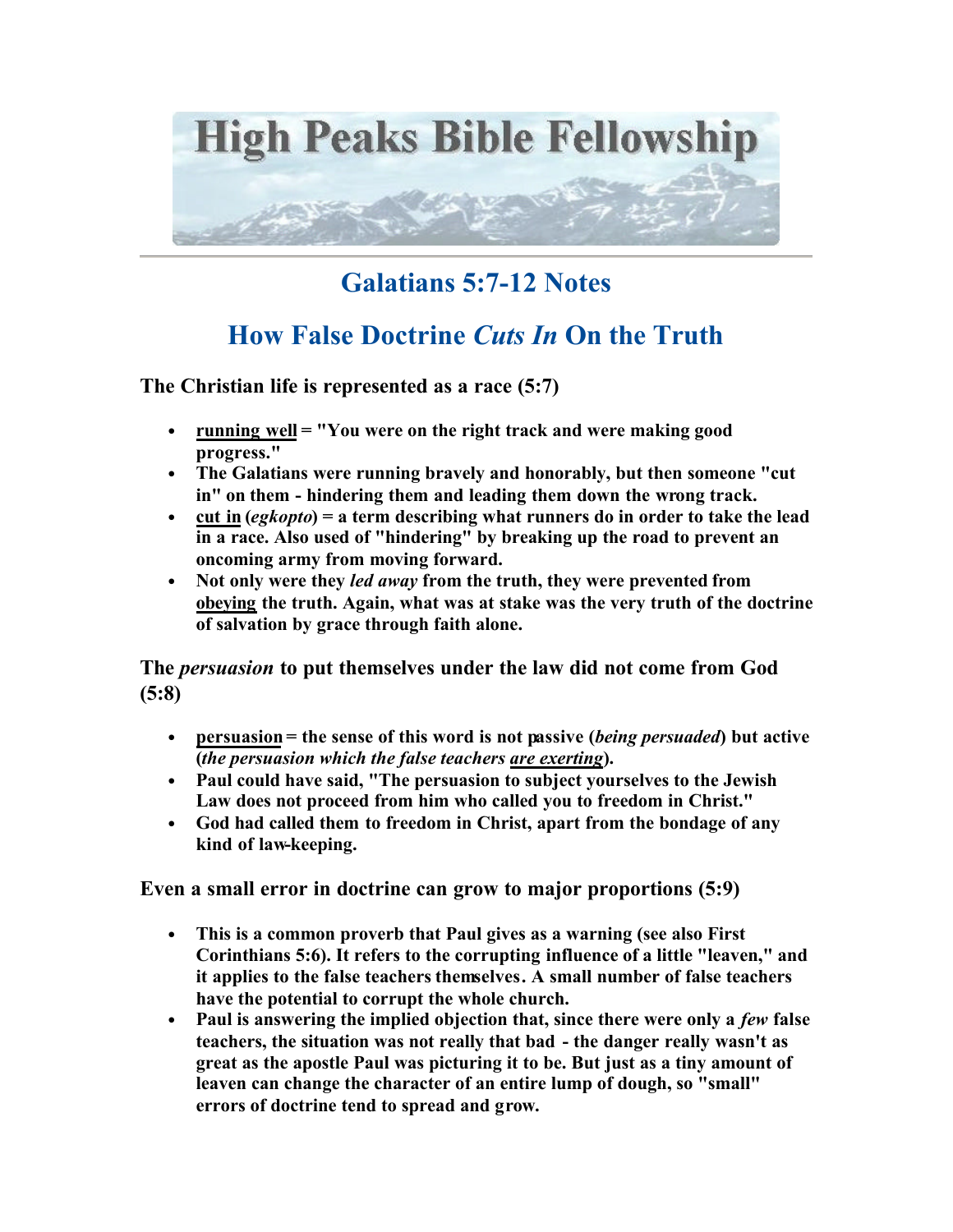High Peaks Bible Fellowship

# Galatians 5:7-12 Notes

## How False Doctrine *Cuts In* On the Truth

**The Christian life is represented as a race (5:7)**

- **running well = "You were on the right track and were making good progress."**
- **The Galatians were running bravely and honorably, but then someone "cut in" on them - hindering them and leading them down the wrong track.**
- **cut in (*egkopto*) = a term describing what runners do in order to take the lead in a race. Also used of "hindering" by breaking up the road to prevent an oncoming army from moving forward.**
- **Not only were they *led away* from the truth, they were prevented from obeying the truth. Again, what was at stake was the very truth of the doctrine of salvation by grace through faith alone.**

**The *persuasion* to put themselves under the law did not come from God (5:8)**

- **persuasion = the sense of this word is not passive (*being persuaded*) but active (*the persuasion which the false teachers are exerting*).**
- **Paul could have said, "The persuasion to subject yourselves to the Jewish Law does not proceed from him who called you to freedom in Christ."**
- **God had called them to freedom in Christ, apart from the bondage of any kind of law-keeping.**

**Even a small error in doctrine can grow to major proportions (5:9)**

- **This is a common proverb that Paul gives as a warning (see also First Corinthians 5:6). It refers to the corrupting influence of a little "leaven," and it applies to the false teachers themselves. A small number of false teachers have the potential to corrupt the whole church.**
- **Paul is answering the implied objection that, since there were only a *few* false teachers, the situation was not really that bad - the danger really wasn't as great as the apostle Paul was picturing it to be. But just as a tiny amount of leaven can change the character of an entire lump of dough, so "small" errors of doctrine tend to spread and grow.**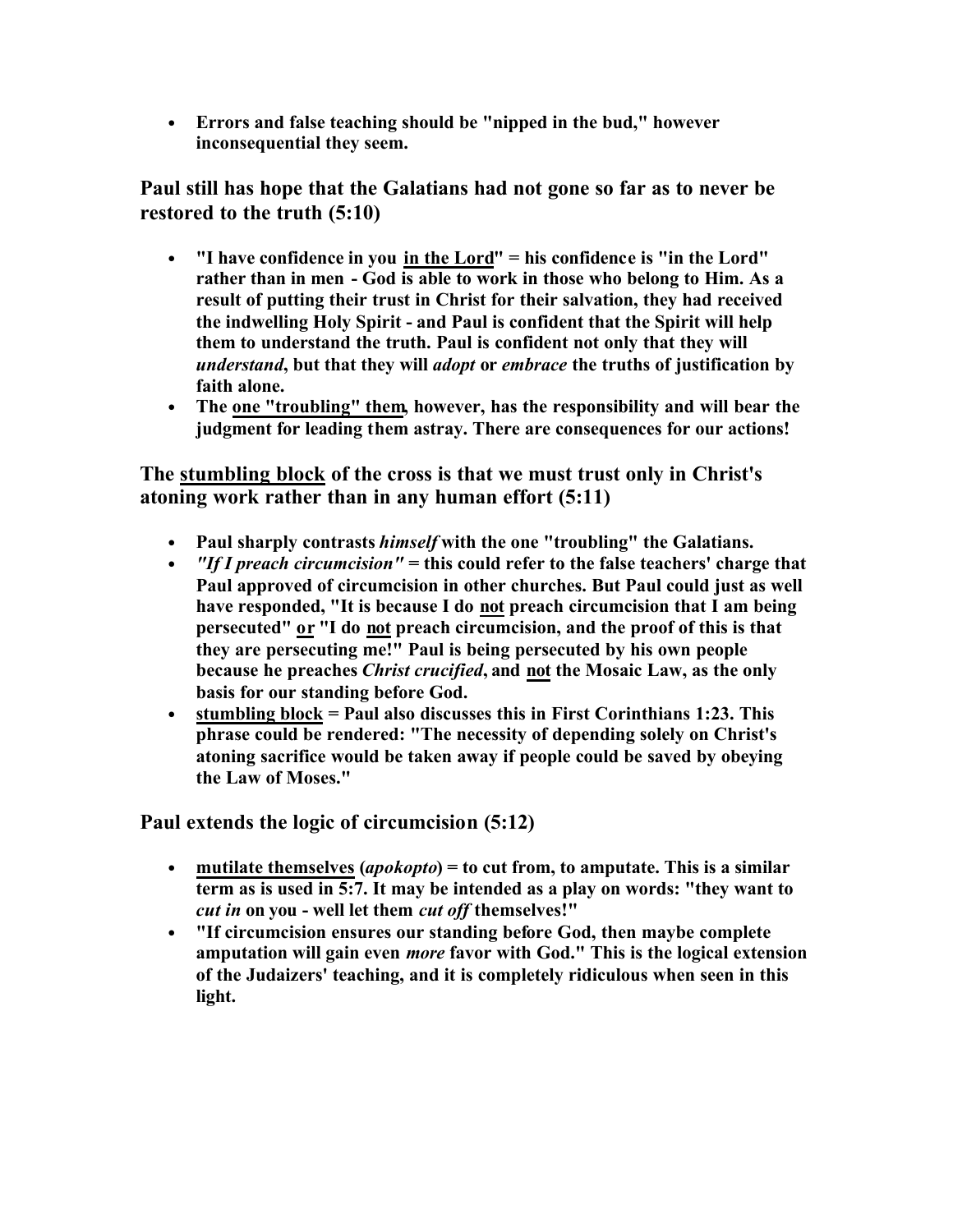- **Errors and false teaching should be "nipped in the bud," however inconsequential they seem.**

### Paul still has hope that the Galatians had not gone so far as to never be restored to the truth (5:10)

- **"I have confidence in you <u>in the Lord</u>" = his confidence is "in the Lord" rather than in men - God is able to work in those who belong to Him. As a result of putting their trust in Christ for their salvation, they had received the indwelling Holy Spirit - and Paul is confident that the Spirit will help them to understand the truth. Paul is confident not only that they will *understand*, but that they will *adopt* or *embrace* the truths of justification by faith alone.**
- **The <u>one "troubling" them</u>, however, has the responsibility and will bear the judgment for leading them astray. There are consequences for our actions!**

### The <u>stumbling block</u> of the cross is that we must trust only in Christ's atoning work rather than in any human effort (5:11)

- **Paul sharply contrasts *himself* with the one "troubling" the Galatians.**
- ***"If I preach circumcision"* = this could refer to the false teachers' charge that Paul approved of circumcision in other churches. But Paul could just as well have responded, "It is because I do <u>not</u> preach circumcision that I am being persecuted" <u>or</u> "I do <u>not</u> preach circumcision, and the proof of this is that they are persecuting me!" Paul is being persecuted by his own people because he preaches *Christ crucified*, and <u>not</u> the Mosaic Law, as the only basis for our standing before God.**
- **<u>stumbling block</u> = Paul also discusses this in First Corinthians 1:23. This phrase could be rendered: "The necessity of depending solely on Christ's atoning sacrifice would be taken away if people could be saved by obeying the Law of Moses."**

### Paul extends the logic of circumcision (5:12)

- **<u>mutilate themselves</u> (*apokopto*) = to cut from, to amputate. This is a similar term as is used in 5:7. It may be intended as a play on words: "they want to *cut in* on you - well let them *cut off* themselves!"**
- **"If circumcision ensures our standing before God, then maybe complete amputation will gain even *more* favor with God." This is the logical extension of the Judaizers' teaching, and it is completely ridiculous when seen in this light.**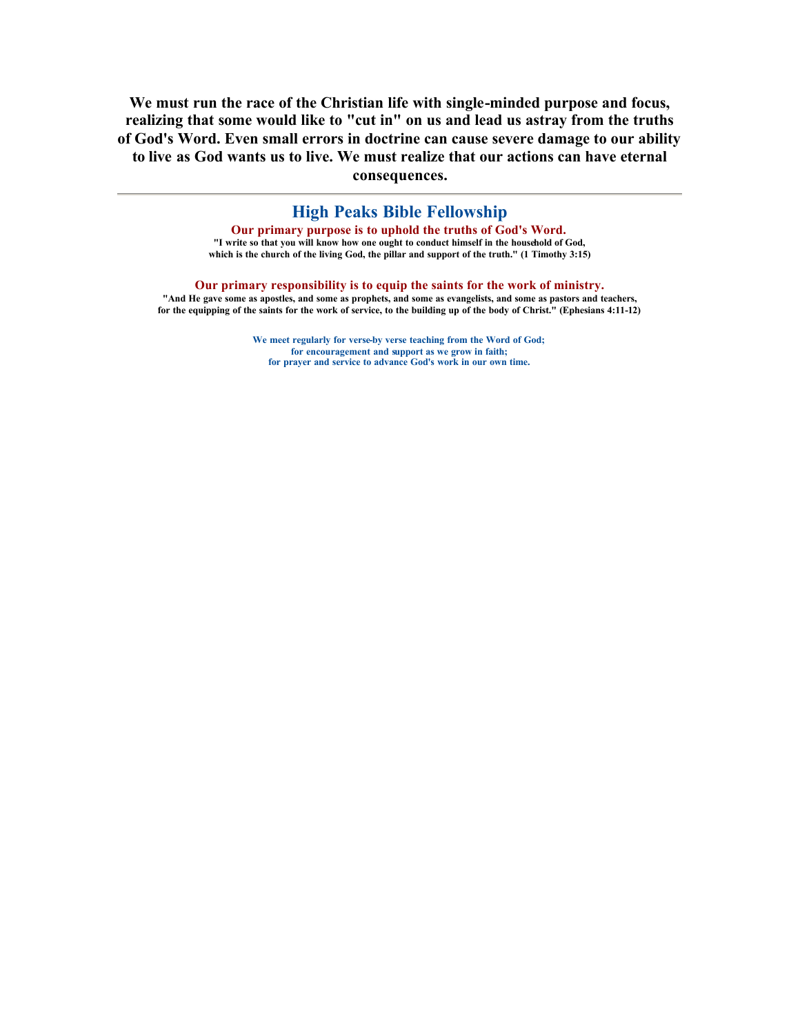**We must run the race of the Christian life with single-minded purpose and focus, realizing that some would like to "cut in" on us and lead us astray from the truths of God's Word. Even small errors in doctrine can cause severe damage to our ability to live as God wants us to live. We must realize that our actions can have eternal consequences.**

---

## High Peaks Bible Fellowship

**Our primary purpose is to uphold the truths of God's Word.**

**"I write so that you will know how one ought to conduct himself in the household of God, which is the church of the living God, the pillar and support of the truth." (1 Timothy 3:15)**

**Our primary responsibility is to equip the saints for the work of ministry.**

**"And He gave some as apostles, and some as prophets, and some as evangelists, and some as pastors and teachers, for the equipping of the saints for the work of service, to the building up of the body of Christ." (Ephesians 4:11-12)**

**We meet regularly for verse-by verse teaching from the Word of God;**
**for encouragement and support as we grow in faith;**
**for prayer and service to advance God's work in our own time.**